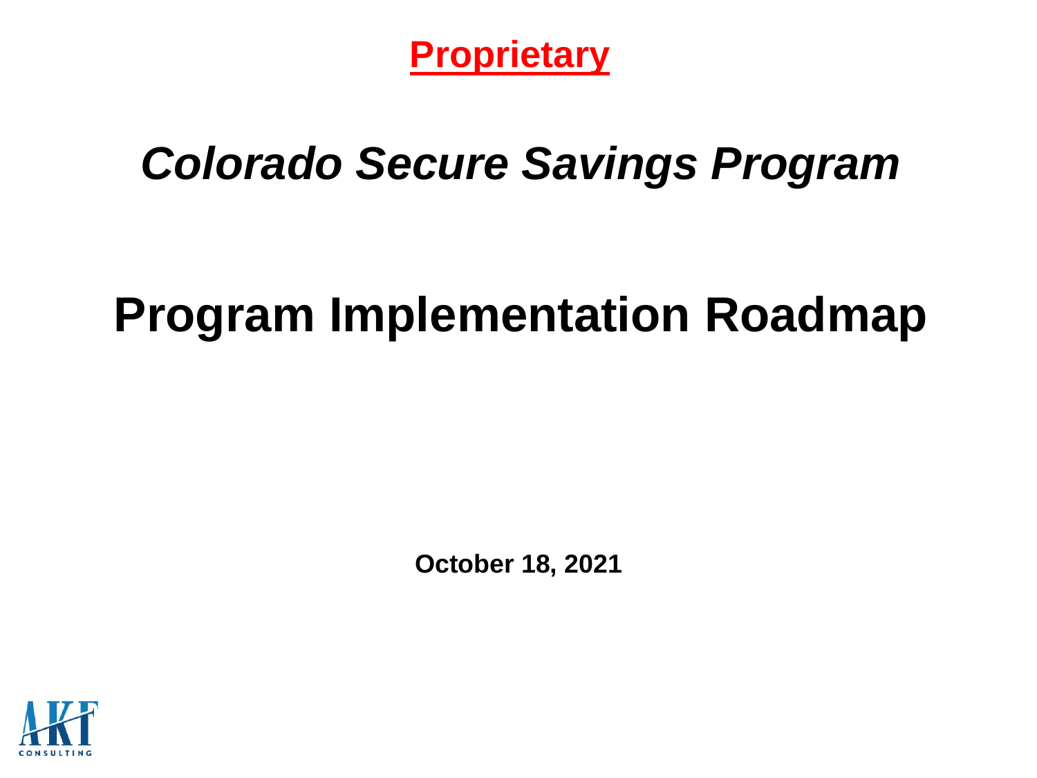**Proprietary**

# *Colorado Secure Savings Program*

# Program Implementation Roadmap

**October 18, 2021**

AKF CONSULTING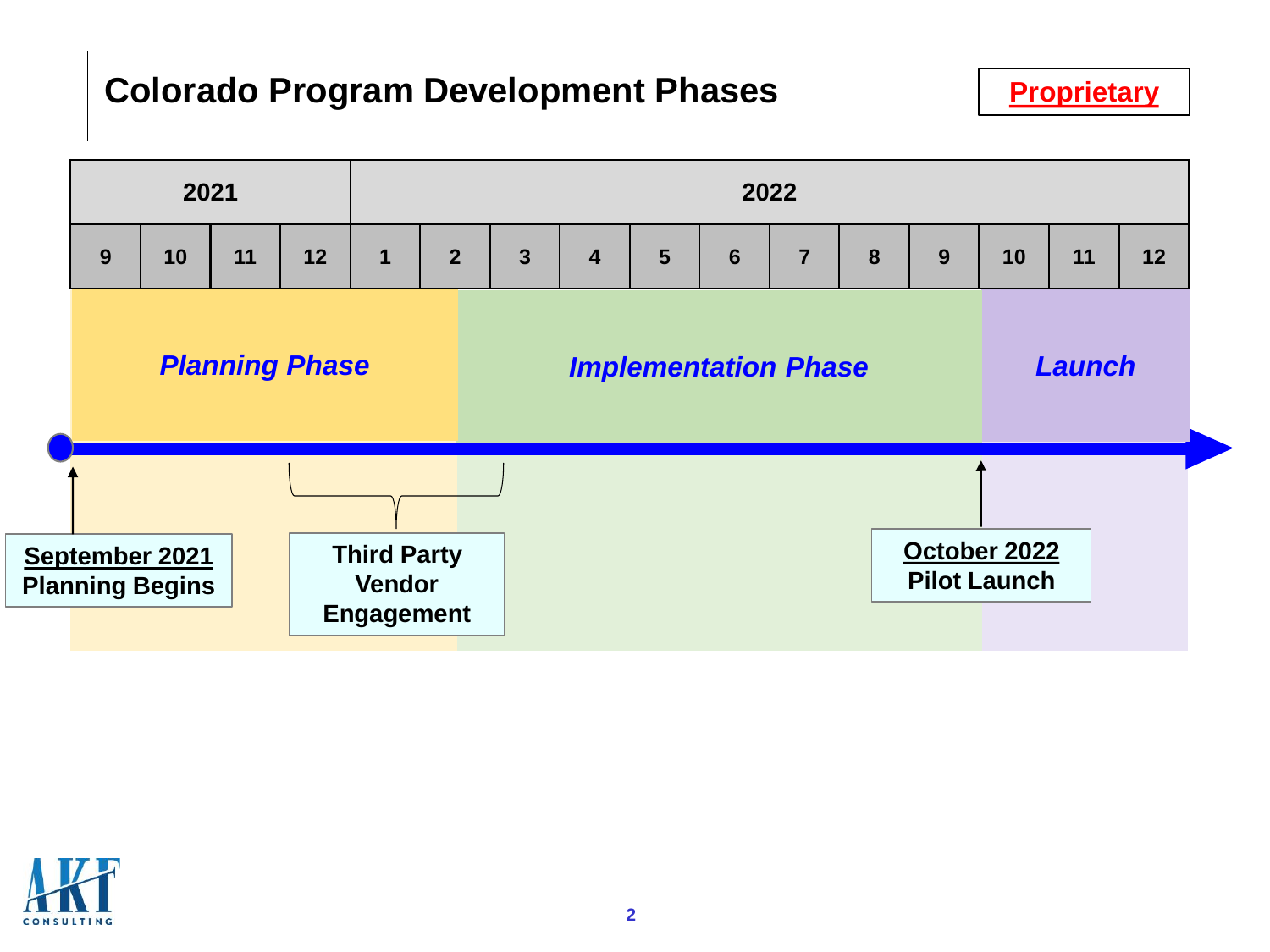# Colorado Program Development Phases

**Proprietary**

| 2021 | | | | 2022 | | | | | | | | | | | |
|---|---|---|---|---|---|---|---|---|---|---|---|---|---|---|---|
| 9 | 10 | 11 | 12 | 1 | 2 | 3 | 4 | 5 | 6 | 7 | 8 | 9 | 10 | 11 | 12 |

***Planning Phase*** | ***Implementation Phase*** | ***Launch***

**September 2021**
**Planning Begins**

**Third Party Vendor Engagement**

**October 2022**
**Pilot Launch**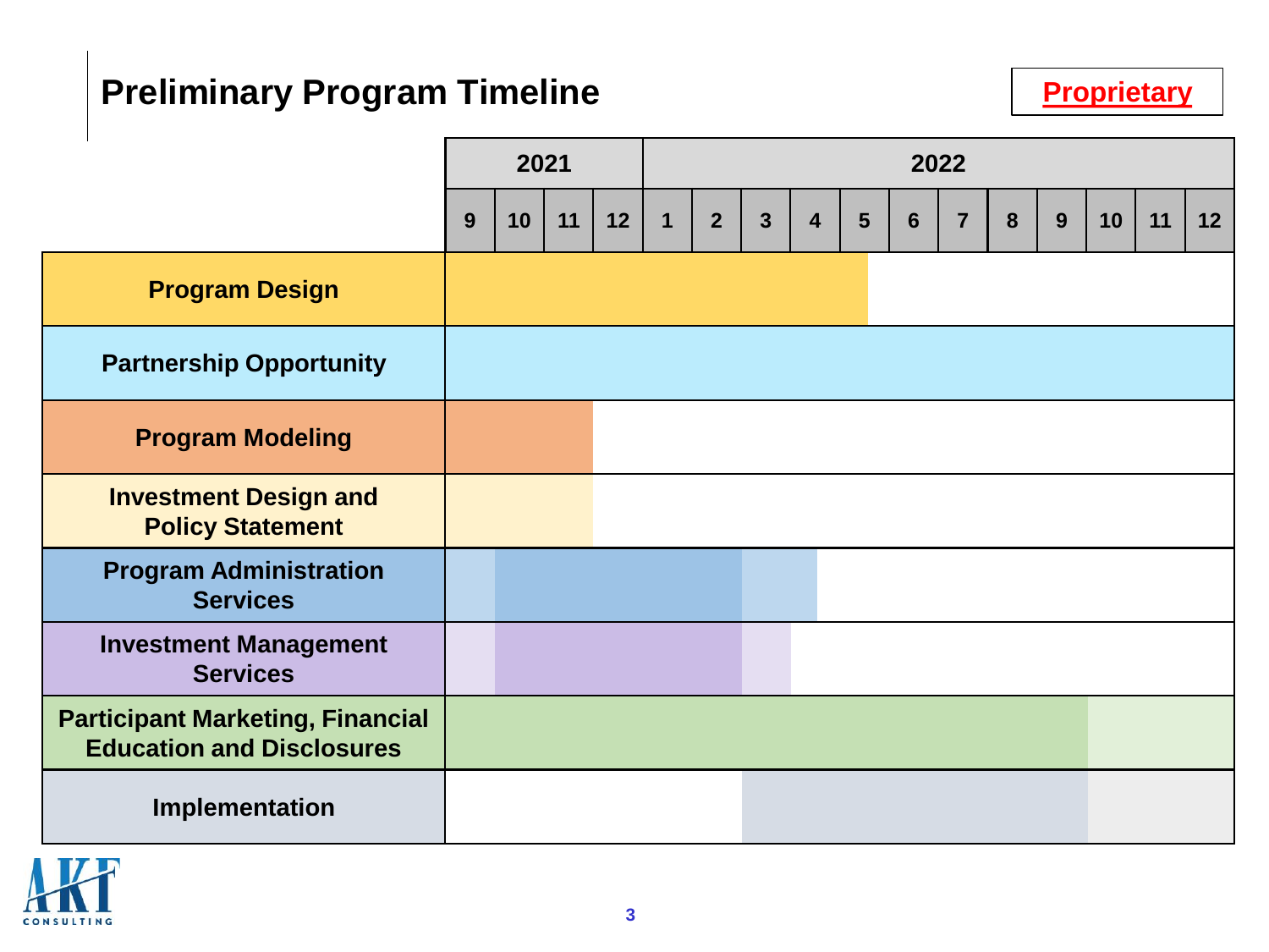# Preliminary Program Timeline

**Proprietary**

■ = primary period; ░ = lighter-shaded period

| | 2021 | | | | 2022 | | | | | | | | | | | |
|---|---|---|---|---|---|---|---|---|---|---|---|---|---|---|---|---|
| | 9 | 10 | 11 | 12 | 1 | 2 | 3 | 4 | 5 | 6 | 7 | 8 | 9 | 10 | 11 | 12 |
| **Program Design** | ■ | ■ | ■ | ■ | ■ | ■ | ■ | ■ | ■ | | | | | | | |
| **Partnership Opportunity** | ■ | ■ | ■ | ■ | ■ | ■ | ■ | ■ | ■ | ■ | ■ | ■ | ■ | ■ | ■ | ■ |
| **Program Modeling** | ■ | ■ | ■ | | | | | | | | | | | | | |
| **Investment Design and Policy Statement** | ■ | ■ | ■ | | | | | | | | | | | | | |
| **Program Administration Services** | ░ | ■ | ■ | ■ | ■ | ■ | ░ | ░ | | | | | | | | |
| **Investment Management Services** | ░ | ■ | ■ | ■ | ■ | ■ | ░ | | | | | | | | | |
| **Participant Marketing, Financial Education and Disclosures** | ■ | ■ | ■ | ■ | ■ | ■ | ■ | ■ | ■ | ■ | ■ | ■ | ■ | ░ | ░ | ░ |
| **Implementation** | | | | | | | ■ | ■ | ■ | ■ | ■ | ■ | ■ | ░ | ░ | ░ |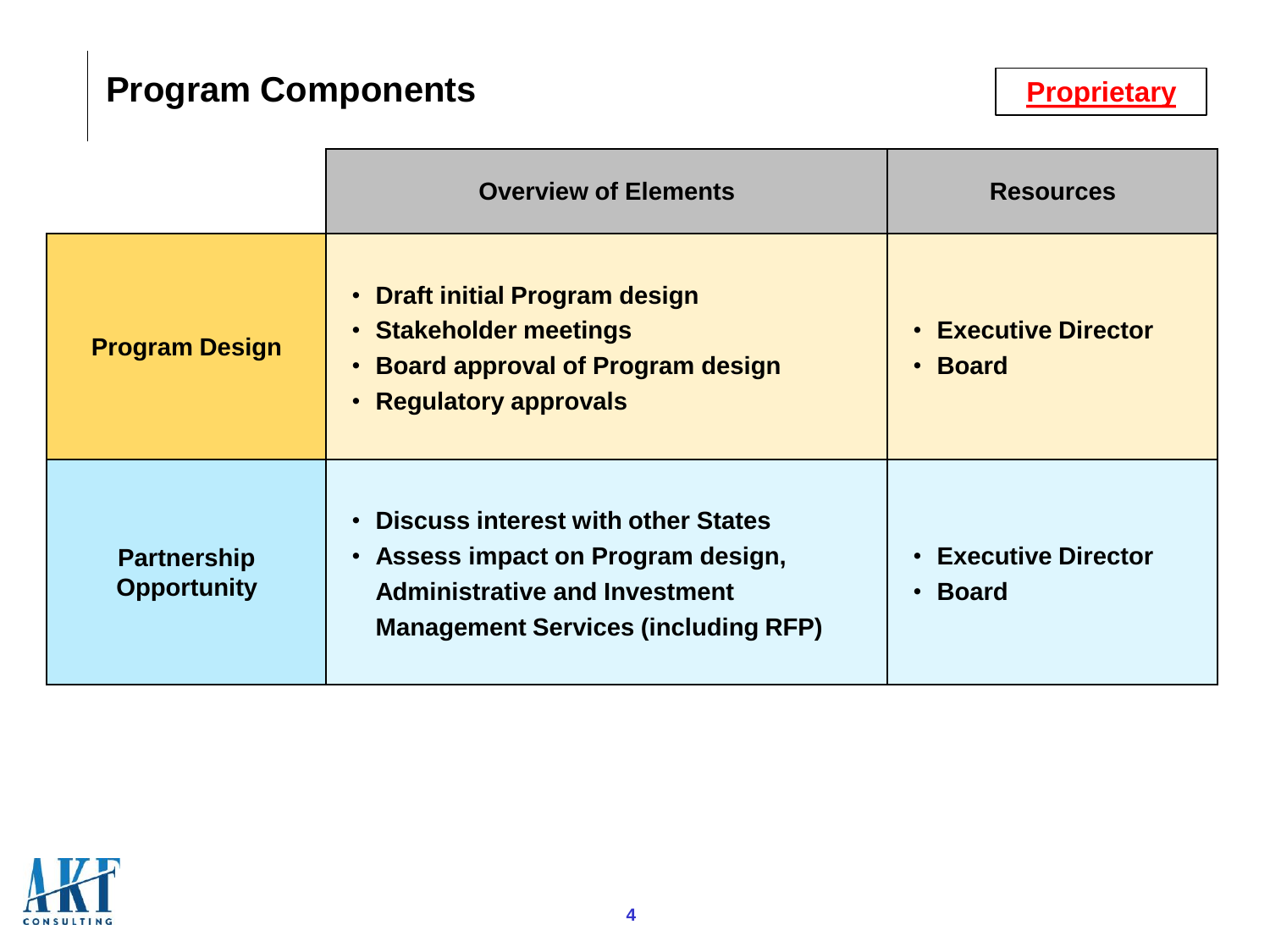# Program Components

**Proprietary**

| | Overview of Elements | Resources |
|---|---|---|
| **Program Design** | • Draft initial Program design<br>• Stakeholder meetings<br>• Board approval of Program design<br>• Regulatory approvals | • Executive Director<br>• Board |
| **Partnership Opportunity** | • Discuss interest with other States<br>• Assess impact on Program design, Administrative and Investment Management Services (including RFP) | • Executive Director<br>• Board |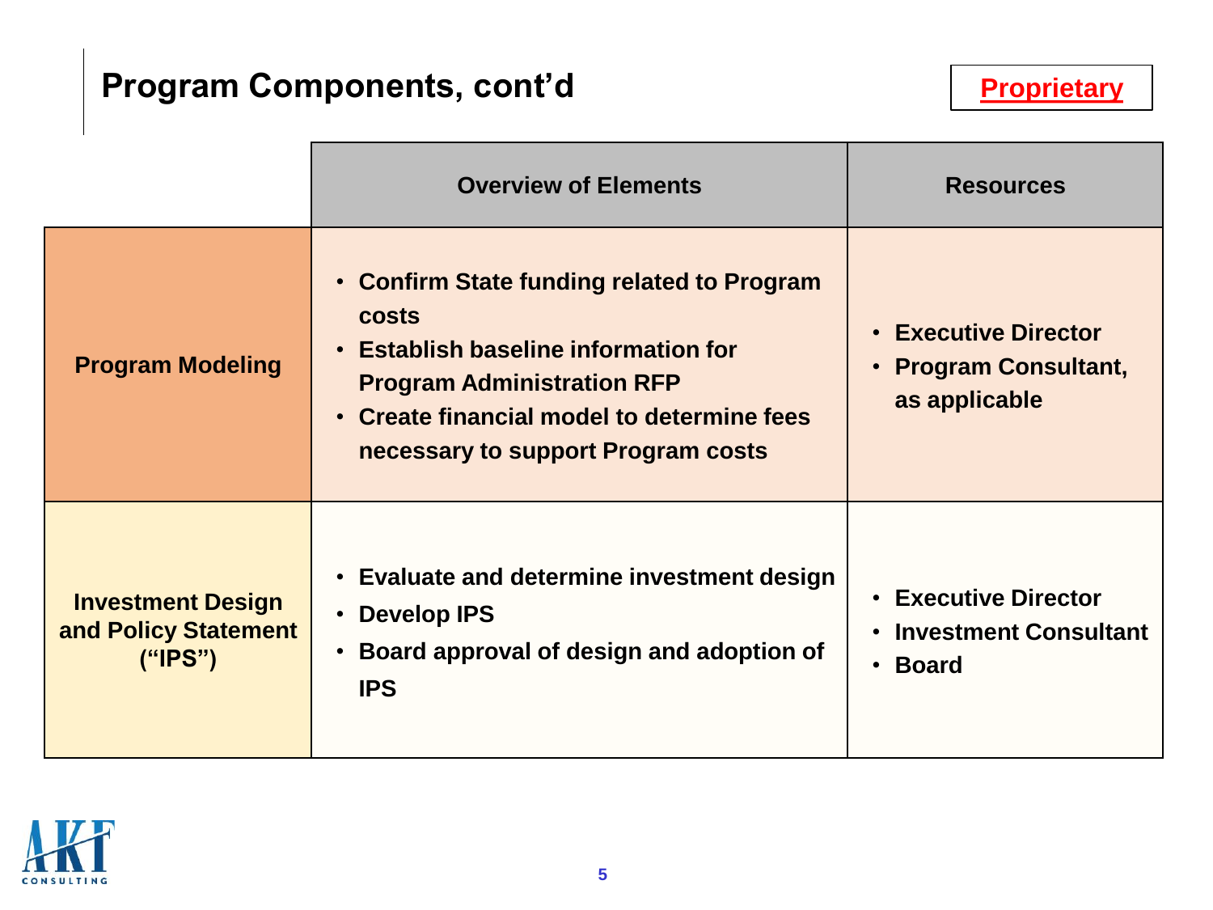# Program Components, cont'd

**Proprietary**

| | Overview of Elements | Resources |
|---|---|---|
| **Program Modeling** | • Confirm State funding related to Program costs<br>• Establish baseline information for Program Administration RFP<br>• Create financial model to determine fees necessary to support Program costs | • Executive Director<br>• Program Consultant, as applicable |
| **Investment Design and Policy Statement ("IPS")** | • Evaluate and determine investment design<br>• Develop IPS<br>• Board approval of design and adoption of IPS | • Executive Director<br>• Investment Consultant<br>• Board |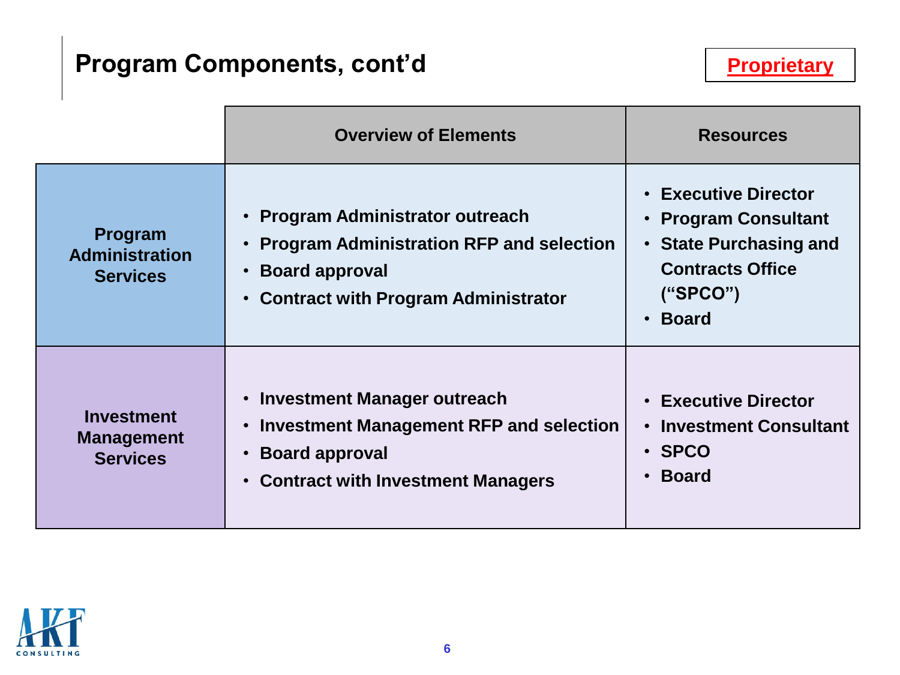# Program Components, cont'd

**Proprietary**

| | Overview of Elements | Resources |
|---|---|---|
| **Program Administration Services** | • Program Administrator outreach<br>• Program Administration RFP and selection<br>• Board approval<br>• Contract with Program Administrator | • Executive Director<br>• Program Consultant<br>• State Purchasing and Contracts Office ("SPCO")<br>• Board |
| **Investment Management Services** | • Investment Manager outreach<br>• Investment Management RFP and selection<br>• Board approval<br>• Contract with Investment Managers | • Executive Director<br>• Investment Consultant<br>• SPCO<br>• Board |

AKF CONSULTING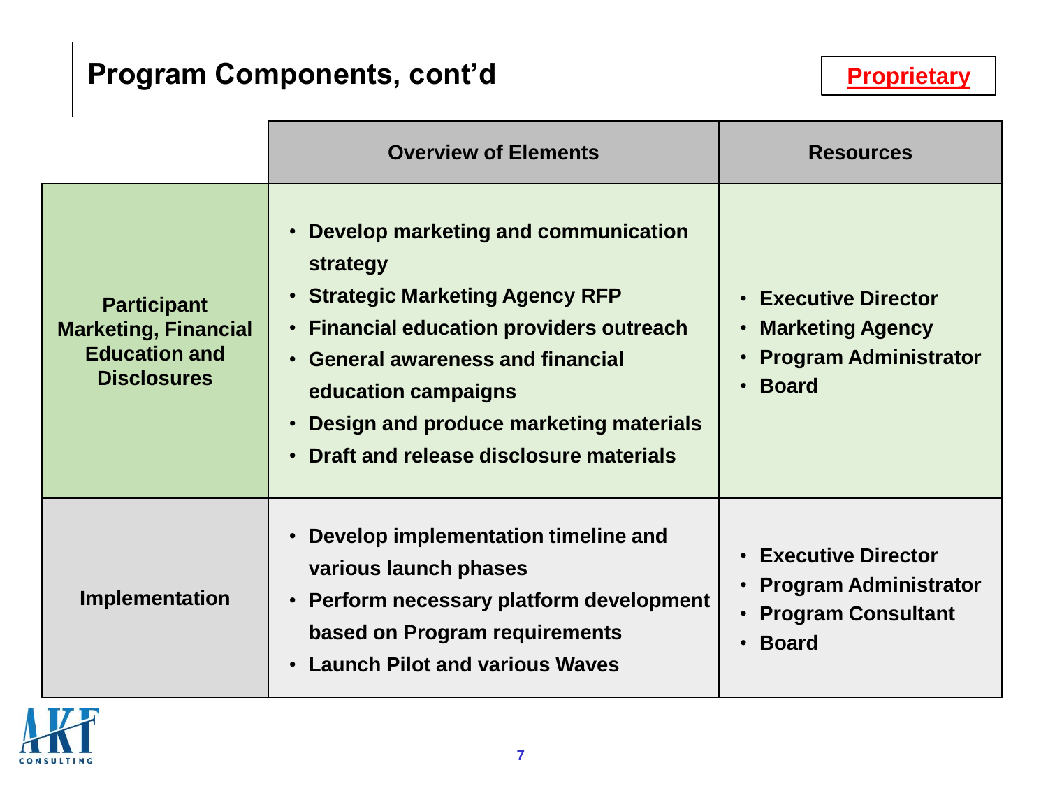## Program Components, cont'd

**Proprietary**

| | Overview of Elements | Resources |
|---|---|---|
| **Participant Marketing, Financial Education and Disclosures** | • Develop marketing and communication strategy<br>• Strategic Marketing Agency RFP<br>• Financial education providers outreach<br>• General awareness and financial education campaigns<br>• Design and produce marketing materials<br>• Draft and release disclosure materials | • Executive Director<br>• Marketing Agency<br>• Program Administrator<br>• Board |
| **Implementation** | • Develop implementation timeline and various launch phases<br>• Perform necessary platform development based on Program requirements<br>• Launch Pilot and various Waves | • Executive Director<br>• Program Administrator<br>• Program Consultant<br>• Board |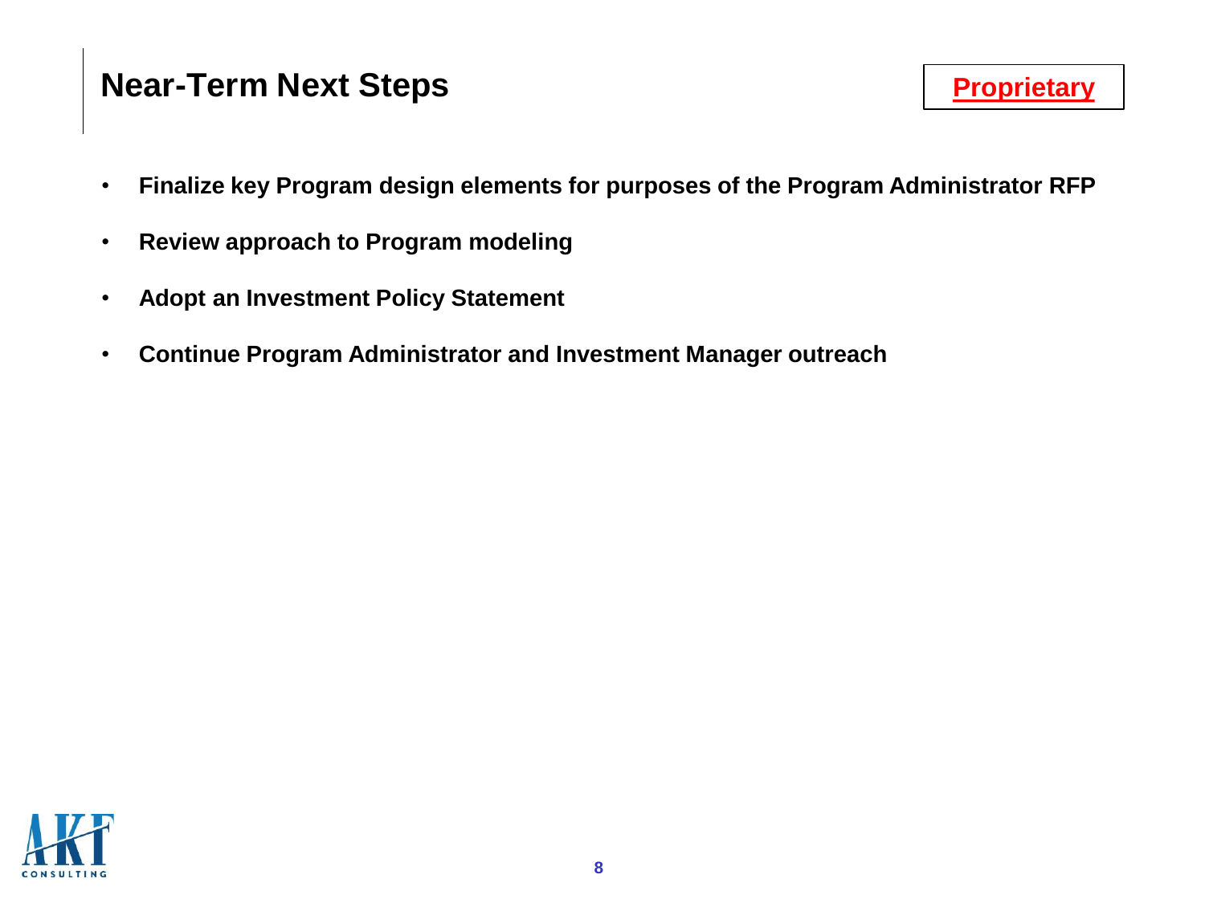# Near-Term Next Steps

**Proprietary**

- **Finalize key Program design elements for purposes of the Program Administrator RFP**
- **Review approach to Program modeling**
- **Adopt an Investment Policy Statement**
- **Continue Program Administrator and Investment Manager outreach**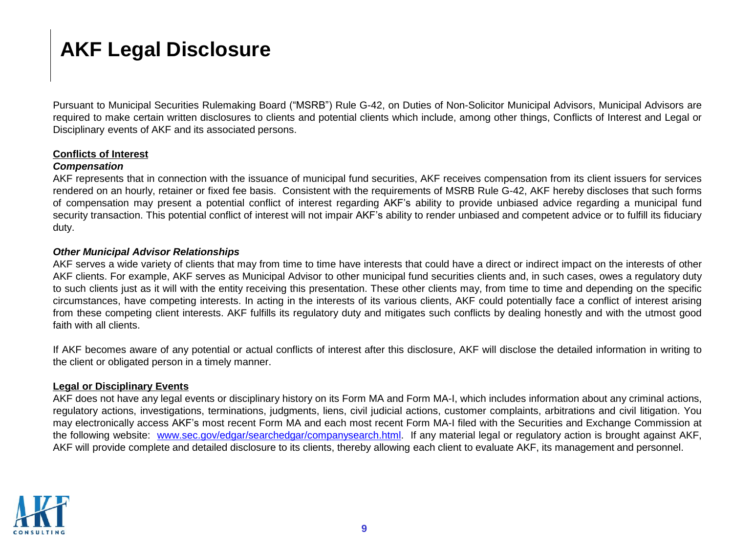# AKF Legal Disclosure

Pursuant to Municipal Securities Rulemaking Board ("MSRB") Rule G-42, on Duties of Non-Solicitor Municipal Advisors, Municipal Advisors are required to make certain written disclosures to clients and potential clients which include, among other things, Conflicts of Interest and Legal or Disciplinary events of AKF and its associated persons.

**Conflicts of Interest**

***Compensation***

AKF represents that in connection with the issuance of municipal fund securities, AKF receives compensation from its client issuers for services rendered on an hourly, retainer or fixed fee basis. Consistent with the requirements of MSRB Rule G-42, AKF hereby discloses that such forms of compensation may present a potential conflict of interest regarding AKF's ability to provide unbiased advice regarding a municipal fund security transaction. This potential conflict of interest will not impair AKF's ability to render unbiased and competent advice or to fulfill its fiduciary duty.

***Other Municipal Advisor Relationships***

AKF serves a wide variety of clients that may from time to time have interests that could have a direct or indirect impact on the interests of other AKF clients. For example, AKF serves as Municipal Advisor to other municipal fund securities clients and, in such cases, owes a regulatory duty to such clients just as it will with the entity receiving this presentation. These other clients may, from time to time and depending on the specific circumstances, have competing interests. In acting in the interests of its various clients, AKF could potentially face a conflict of interest arising from these competing client interests. AKF fulfills its regulatory duty and mitigates such conflicts by dealing honestly and with the utmost good faith with all clients.

If AKF becomes aware of any potential or actual conflicts of interest after this disclosure, AKF will disclose the detailed information in writing to the client or obligated person in a timely manner.

**Legal or Disciplinary Events**

AKF does not have any legal events or disciplinary history on its Form MA and Form MA-I, which includes information about any criminal actions, regulatory actions, investigations, terminations, judgments, liens, civil judicial actions, customer complaints, arbitrations and civil litigation. You may electronically access AKF's most recent Form MA and each most recent Form MA-I filed with the Securities and Exchange Commission at the following website: www.sec.gov/edgar/searchedgar/companysearch.html. If any material legal or regulatory action is brought against AKF, AKF will provide complete and detailed disclosure to its clients, thereby allowing each client to evaluate AKF, its management and personnel.

AKF CONSULTING